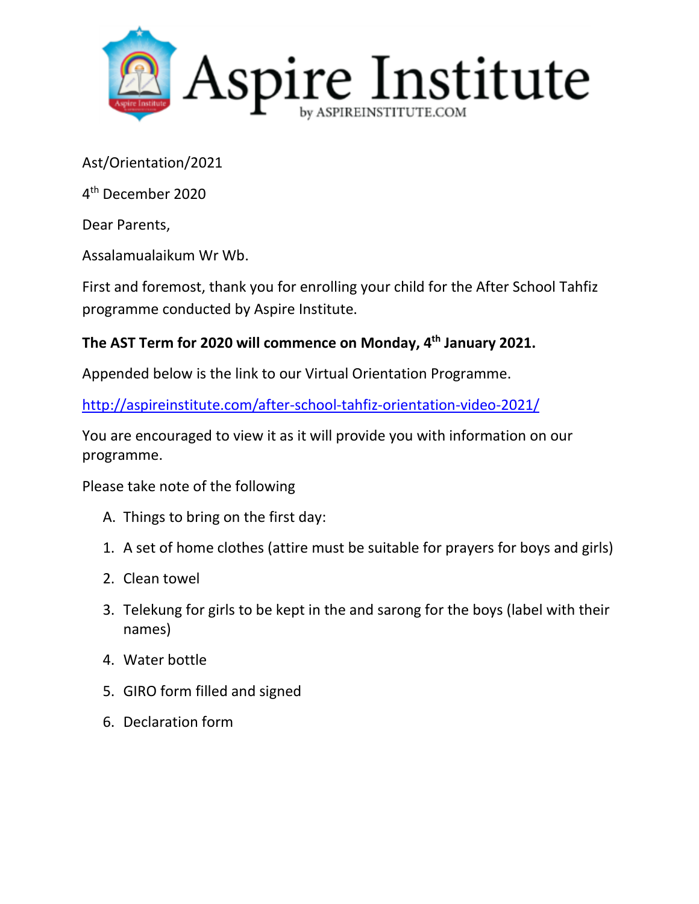# Aspire Institute

by ASPIREINSTITUTE.COM

Ast/Orientation/2021

4th December 2020

Dear Parents,

Assalamualaikum Wr Wb.

First and foremost, thank you for enrolling your child for the After School Tahfiz programme conducted by Aspire Institute.

**The AST Term for 2020 will commence on Monday, 4th January 2021.**

Appended below is the link to our Virtual Orientation Programme.

http://aspireinstitute.com/after-school-tahfiz-orientation-video-2021/

You are encouraged to view it as it will provide you with information on our programme.

Please take note of the following

A. Things to bring on the first day:

1. A set of home clothes (attire must be suitable for prayers for boys and girls)
2. Clean towel
3. Telekung for girls to be kept in the and sarong for the boys (label with their names)
4. Water bottle
5. GIRO form filled and signed
6. Declaration form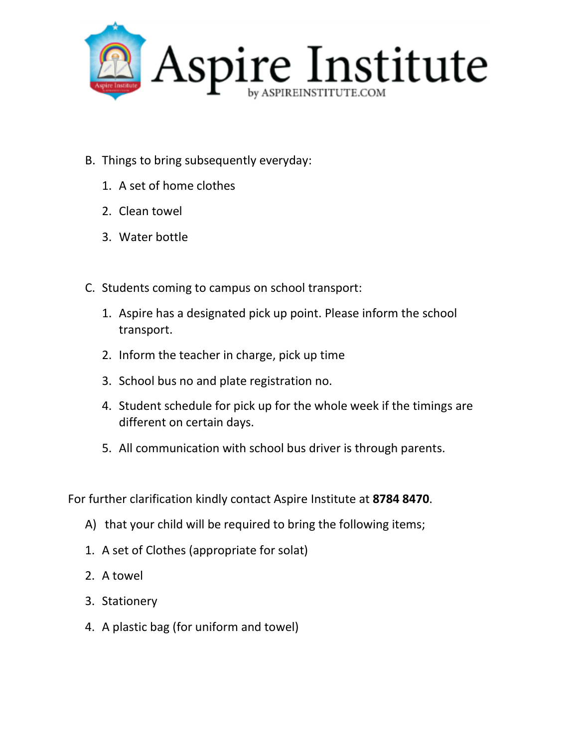B. Things to bring subsequently everyday:

1. A set of home clothes
2. Clean towel
3. Water bottle

C. Students coming to campus on school transport:

1. Aspire has a designated pick up point. Please inform the school transport.
2. Inform the teacher in charge, pick up time
3. School bus no and plate registration no.
4. Student schedule for pick up for the whole week if the timings are different on certain days.
5. All communication with school bus driver is through parents.

For further clarification kindly contact Aspire Institute at **8784 8470**.

A) that your child will be required to bring the following items;

1. A set of Clothes (appropriate for solat)
2. A towel
3. Stationery
4. A plastic bag (for uniform and towel)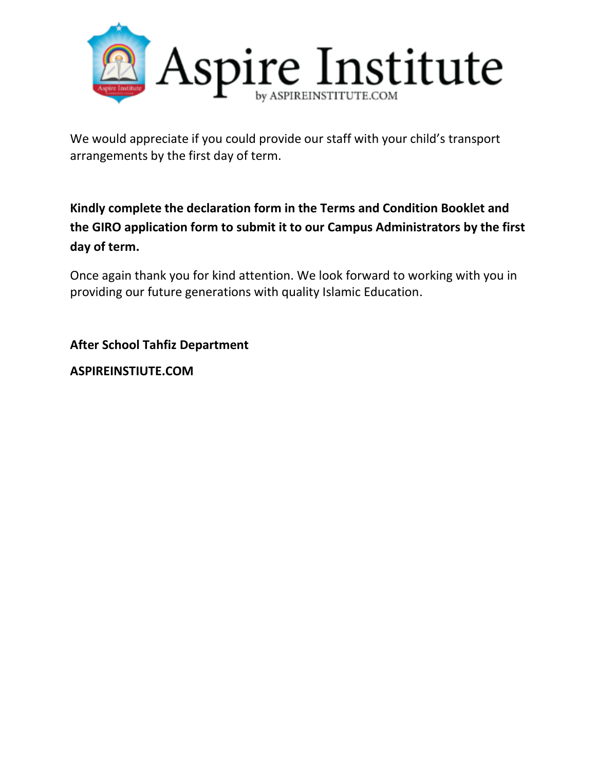We would appreciate if you could provide our staff with your child's transport arrangements by the first day of term.

**Kindly complete the declaration form in the Terms and Condition Booklet and the GIRO application form to submit it to our Campus Administrators by the first day of term.**

Once again thank you for kind attention. We look forward to working with you in providing our future generations with quality Islamic Education.

**After School Tahfiz Department**

**ASPIREINSTIUTE.COM**